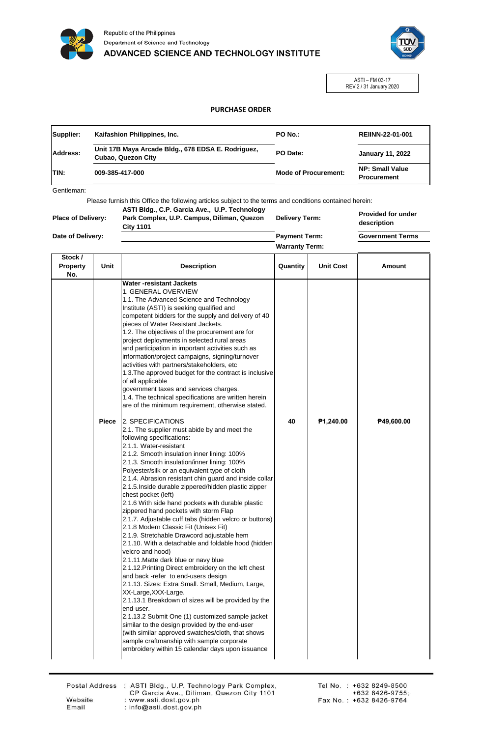Republic of the Philippines
Department of Science and Technology
ADVANCED SCIENCE AND TECHNOLOGY INSTITUTE

ASTI – FM 03-17
REV 2 / 31 January 2020

## PURCHASE ORDER

| | | | |
|---|---|---|---|
| **Supplier:** | **Kaifashion Philippines, Inc.** | **PO No.:** | **REIINN-22-01-001** |
| **Address:** | **Unit 17B Maya Arcade Bldg., 678 EDSA E. Rodriguez, Cubao, Quezon City** | **PO Date:** | **January 11, 2022** |
| **TIN:** | **009-385-417-000** | **Mode of Procurement:** | **NP: Small Value Procurement** |

Gentleman:

Please furnish this Office the following articles subject to the terms and conditions contained herein:

| | | | |
|---|---|---|---|
| **Place of Delivery:** | **ASTI Bldg., C.P. Garcia Ave., U.P. Technology Park Complex, U.P. Campus, Diliman, Quezon City 1101** | **Delivery Term:** | **Provided for under description** |
| **Date of Delivery:** | | **Payment Term:** | **Government Terms** |
| | | **Warranty Term:** | |

| Stock / Property No. | Unit | Description | Quantity | Unit Cost | Amount |
|---|---|---|---|---|---|
| | Piece | **Water -resistant Jackets**<br>1. GENERAL OVERVIEW<br>1.1. The Advanced Science and Technology Institute (ASTI) is seeking qualified and competent bidders for the supply and delivery of 40 pieces of Water Resistant Jackets.<br>1.2. The objectives of the procurement are for project deployments in selected rural areas and participation in important activities such as information/project campaigns, signing/turnover activities with partners/stakeholders, etc<br>1.3.The approved budget for the contract is inclusive of all applicable government taxes and services charges.<br>1.4. The technical specifications are written herein are of the minimum requirement, otherwise stated.<br><br>2. SPECIFICATIONS<br>2.1. The supplier must abide by and meet the following specifications:<br>2.1.1. Water-resistant<br>2.1.2. Smooth insulation inner lining: 100%<br>2.1.3. Smooth insulation/inner lining: 100% Polyester/silk or an equivalent type of cloth<br>2.1.4. Abrasion resistant chin guard and inside collar<br>2.1.5.Inside durable zippered/hidden plastic zipper chest pocket (left)<br>2.1.6 With side hand pockets with durable plastic zippered hand pockets with storm Flap<br>2.1.7. Adjustable cuff tabs (hidden velcro or buttons)<br>2.1.8 Modern Classic Fit (Unisex Fit)<br>2.1.9. Stretchable Drawcord adjustable hem<br>2.1.10. With a detachable and foldable hood (hidden velcro and hood)<br>2.1.11.Matte dark blue or navy blue<br>2.1.12.Printing Direct embroidery on the left chest and back -refer to end-users design<br>2.1.13. Sizes: Extra Small. Small, Medium, Large, XX-Large,XXX-Large.<br>2.1.13.1 Breakdown of sizes will be provided by the end-user.<br>2.1.13.2 Submit One (1) customized sample jacket similar to the design provided by the end-user (with similar approved swatches/cloth, that shows sample craftmanship with sample corporate embroidery within 15 calendar days upon issuance | 40 | ₱1,240.00 | ₱49,600.00 |

Postal Address : ASTI Bldg., U.P. Technology Park Complex, CP Garcia Ave., Diliman, Quezon City 1101
Website : www.asti.dost.gov.ph
Email : info@asti.dost.gov.ph
Tel No. : +632 8249-8500; +632 8426-9755;
Fax No. : +632 8426-9764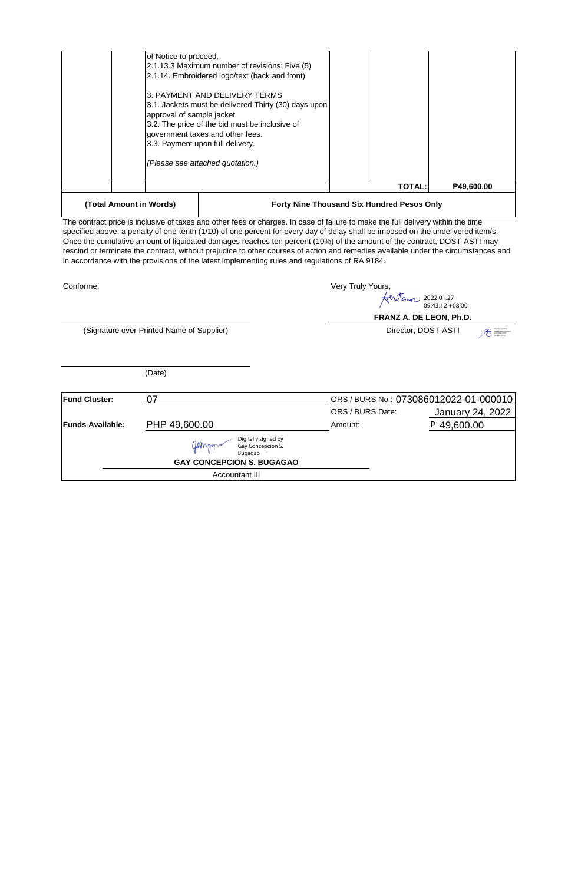| | | | | | |
|---|---|---|---|---|---|
| | | of Notice to proceed.<br>2.1.13.3 Maximum number of revisions: Five (5)<br>2.1.14. Embroidered logo/text (back and front)<br><br>3. PAYMENT AND DELIVERY TERMS<br>3.1. Jackets must be delivered Thirty (30) days upon approval of sample jacket<br>3.2. The price of the bid must be inclusive of government taxes and other fees.<br>3.3. Payment upon full delivery.<br><br>*(Please see attached quotation.)* | | | |
| | | | | **TOTAL:** | **₱49,600.00** |
| **(Total Amount in Words)** | | **Forty Nine Thousand Six Hundred Pesos Only** | | | |

The contract price is inclusive of taxes and other fees or charges. In case of failure to make the full delivery within the time specified above, a penalty of one-tenth (1/10) of one percent for every day of delay shall be imposed on the undelivered item/s. Once the cumulative amount of liquidated damages reaches ten percent (10%) of the amount of the contract, DOST-ASTI may rescind or terminate the contract, without prejudice to other courses of action and remedies available under the circumstances and in accordance with the provisions of the latest implementing rules and regulations of RA 9184.

Conforme:

(Signature over Printed Name of Supplier)

(Date)

Very Truly Yours,

2022.01.27 09:43:12 +08'00'

**FRANZ A. DE LEON, Ph.D.**

Director, DOST-ASTI

| | | | |
|---|---|---|---|
| **Fund Cluster:** | 07 | ORS / BURS No.: | 073086012022-01-000010 |
| | | ORS / BURS Date: | January 24, 2022 |
| **Funds Available:** | PHP 49,600.00 | Amount: | ₱ 49,600.00 |

Digitally signed by Gay Concepcion S. Bugagao

**GAY CONCEPCION S. BUGAGAO**

Accountant III